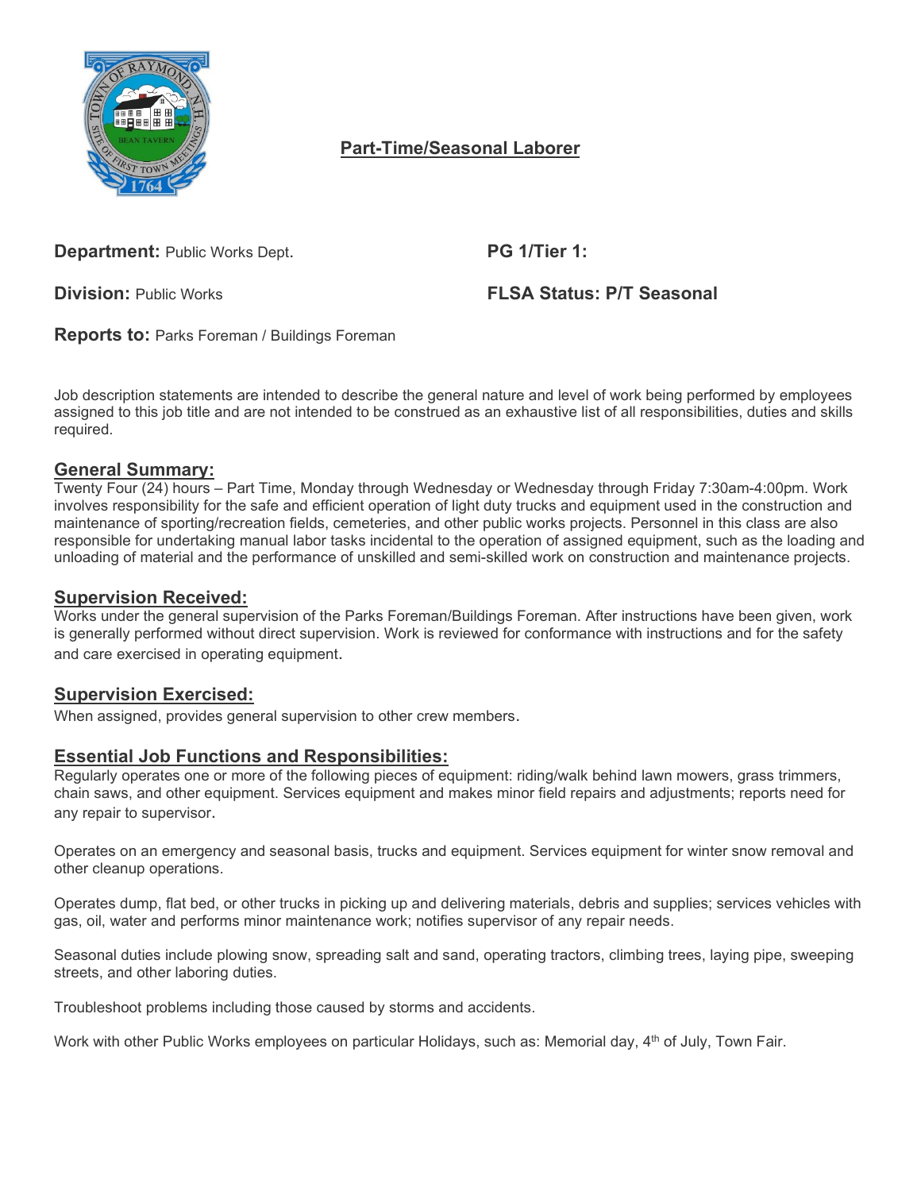# Part-Time/Seasonal Laborer

**Department:** Public Works Dept.

**PG 1/Tier 1:**

**Division:** Public Works

**FLSA Status: P/T Seasonal**

**Reports to:** Parks Foreman / Buildings Foreman

Job description statements are intended to describe the general nature and level of work being performed by employees assigned to this job title and are not intended to be construed as an exhaustive list of all responsibilities, duties and skills required.

## General Summary:

Twenty Four (24) hours – Part Time, Monday through Wednesday or Wednesday through Friday 7:30am-4:00pm. Work involves responsibility for the safe and efficient operation of light duty trucks and equipment used in the construction and maintenance of sporting/recreation fields, cemeteries, and other public works projects. Personnel in this class are also responsible for undertaking manual labor tasks incidental to the operation of assigned equipment, such as the loading and unloading of material and the performance of unskilled and semi-skilled work on construction and maintenance projects.

## Supervision Received:

Works under the general supervision of the Parks Foreman/Buildings Foreman. After instructions have been given, work is generally performed without direct supervision. Work is reviewed for conformance with instructions and for the safety and care exercised in operating equipment.

## Supervision Exercised:

When assigned, provides general supervision to other crew members.

## Essential Job Functions and Responsibilities:

Regularly operates one or more of the following pieces of equipment: riding/walk behind lawn mowers, grass trimmers, chain saws, and other equipment. Services equipment and makes minor field repairs and adjustments; reports need for any repair to supervisor.

Operates on an emergency and seasonal basis, trucks and equipment. Services equipment for winter snow removal and other cleanup operations.

Operates dump, flat bed, or other trucks in picking up and delivering materials, debris and supplies; services vehicles with gas, oil, water and performs minor maintenance work; notifies supervisor of any repair needs.

Seasonal duties include plowing snow, spreading salt and sand, operating tractors, climbing trees, laying pipe, sweeping streets, and other laboring duties.

Troubleshoot problems including those caused by storms and accidents.

Work with other Public Works employees on particular Holidays, such as: Memorial day, 4th of July, Town Fair.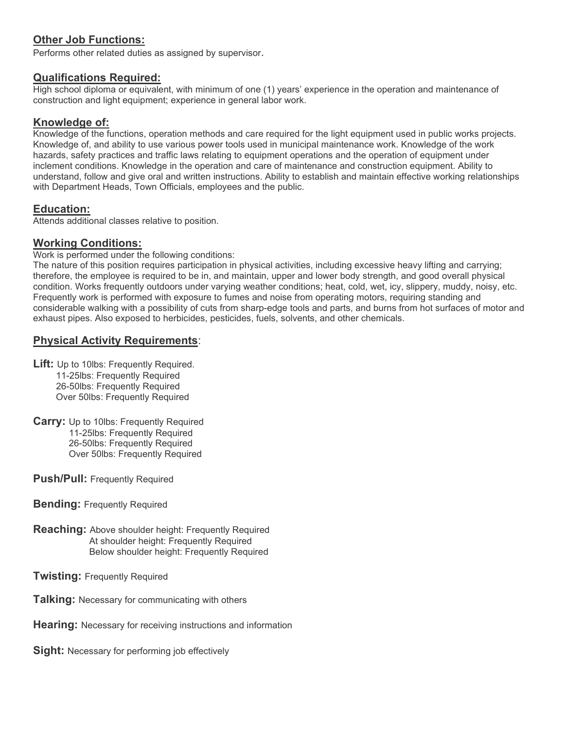## Other Job Functions:

Performs other related duties as assigned by supervisor.

## Qualifications Required:

High school diploma or equivalent, with minimum of one (1) years' experience in the operation and maintenance of construction and light equipment; experience in general labor work.

## Knowledge of:

Knowledge of the functions, operation methods and care required for the light equipment used in public works projects. Knowledge of, and ability to use various power tools used in municipal maintenance work. Knowledge of the work hazards, safety practices and traffic laws relating to equipment operations and the operation of equipment under inclement conditions. Knowledge in the operation and care of maintenance and construction equipment. Ability to understand, follow and give oral and written instructions. Ability to establish and maintain effective working relationships with Department Heads, Town Officials, employees and the public.

## Education:

Attends additional classes relative to position.

## Working Conditions:

Work is performed under the following conditions:

The nature of this position requires participation in physical activities, including excessive heavy lifting and carrying; therefore, the employee is required to be in, and maintain, upper and lower body strength, and good overall physical condition. Works frequently outdoors under varying weather conditions; heat, cold, wet, icy, slippery, muddy, noisy, etc. Frequently work is performed with exposure to fumes and noise from operating motors, requiring standing and considerable walking with a possibility of cuts from sharp-edge tools and parts, and burns from hot surfaces of motor and exhaust pipes. Also exposed to herbicides, pesticides, fuels, solvents, and other chemicals.

## Physical Activity Requirements:

**Lift:** Up to 10lbs: Frequently Required.
11-25lbs: Frequently Required
26-50lbs: Frequently Required
Over 50lbs: Frequently Required

**Carry:** Up to 10lbs: Frequently Required
11-25lbs: Frequently Required
26-50lbs: Frequently Required
Over 50lbs: Frequently Required

**Push/Pull:** Frequently Required

**Bending:** Frequently Required

**Reaching:** Above shoulder height: Frequently Required
At shoulder height: Frequently Required
Below shoulder height: Frequently Required

**Twisting:** Frequently Required

**Talking:** Necessary for communicating with others

**Hearing:** Necessary for receiving instructions and information

**Sight:** Necessary for performing job effectively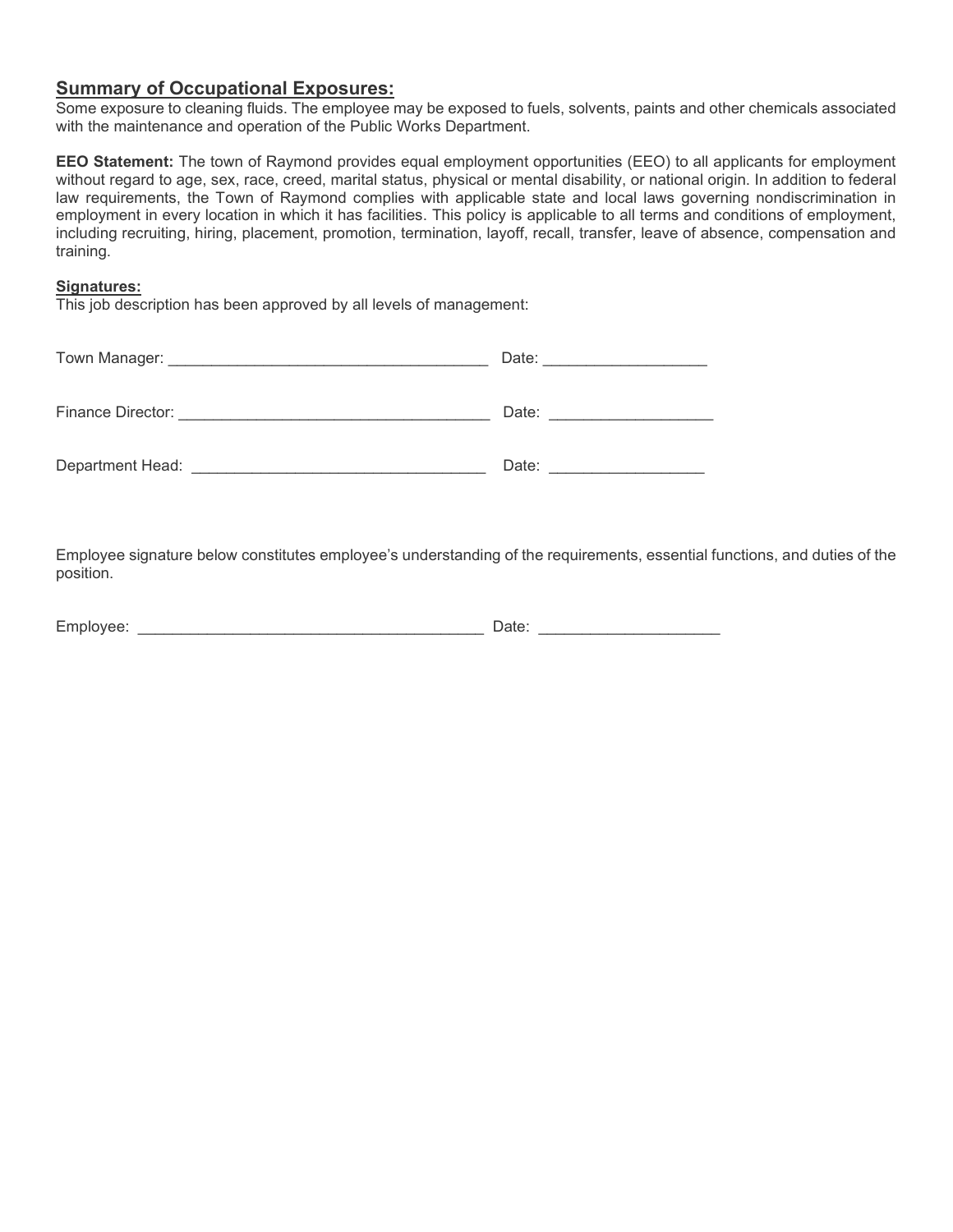## Summary of Occupational Exposures:

Some exposure to cleaning fluids. The employee may be exposed to fuels, solvents, paints and other chemicals associated with the maintenance and operation of the Public Works Department.

**EEO Statement:** The town of Raymond provides equal employment opportunities (EEO) to all applicants for employment without regard to age, sex, race, creed, marital status, physical or mental disability, or national origin. In addition to federal law requirements, the Town of Raymond complies with applicable state and local laws governing nondiscrimination in employment in every location in which it has facilities. This policy is applicable to all terms and conditions of employment, including recruiting, hiring, placement, promotion, termination, layoff, recall, transfer, leave of absence, compensation and training.

**Signatures:**

This job description has been approved by all levels of management:

Town Manager: _____________________________________ Date: ___________________

Finance Director: ____________________________________ Date: ___________________

Department Head: __________________________________ Date: __________________

Employee signature below constitutes employee's understanding of the requirements, essential functions, and duties of the position.

Employee: ________________________________________ Date: _____________________